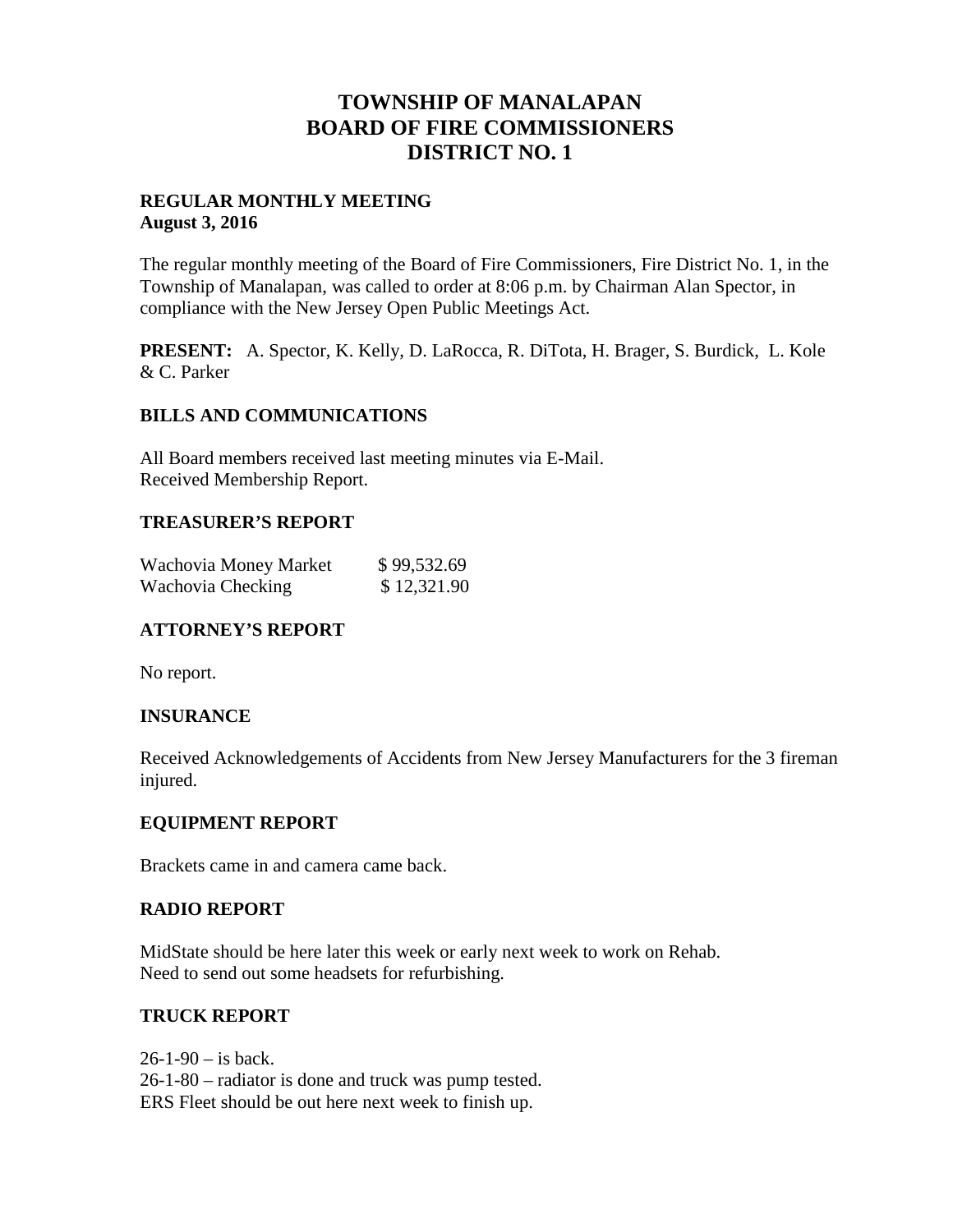# TOWNSHIP OF MANALAPAN
# BOARD OF FIRE COMMISSIONERS
# DISTRICT NO. 1

**REGULAR MONTHLY MEETING**
**August 3, 2016**

The regular monthly meeting of the Board of Fire Commissioners, Fire District No. 1, in the Township of Manalapan, was called to order at 8:06 p.m. by Chairman Alan Spector, in compliance with the New Jersey Open Public Meetings Act.

**PRESENT:** A. Spector, K. Kelly, D. LaRocca, R. DiTota, H. Brager, S. Burdick, L. Kole & C. Parker

## BILLS AND COMMUNICATIONS

All Board members received last meeting minutes via E-Mail.
Received Membership Report.

## TREASURER'S REPORT

| | |
|---|---|
| Wachovia Money Market | $ 99,532.69 |
| Wachovia Checking | $ 12,321.90 |

## ATTORNEY'S REPORT

No report.

## INSURANCE

Received Acknowledgements of Accidents from New Jersey Manufacturers for the 3 fireman injured.

## EQUIPMENT REPORT

Brackets came in and camera came back.

## RADIO REPORT

MidState should be here later this week or early next week to work on Rehab.
Need to send out some headsets for refurbishing.

## TRUCK REPORT

26-1-90 – is back.
26-1-80 – radiator is done and truck was pump tested.
ERS Fleet should be out here next week to finish up.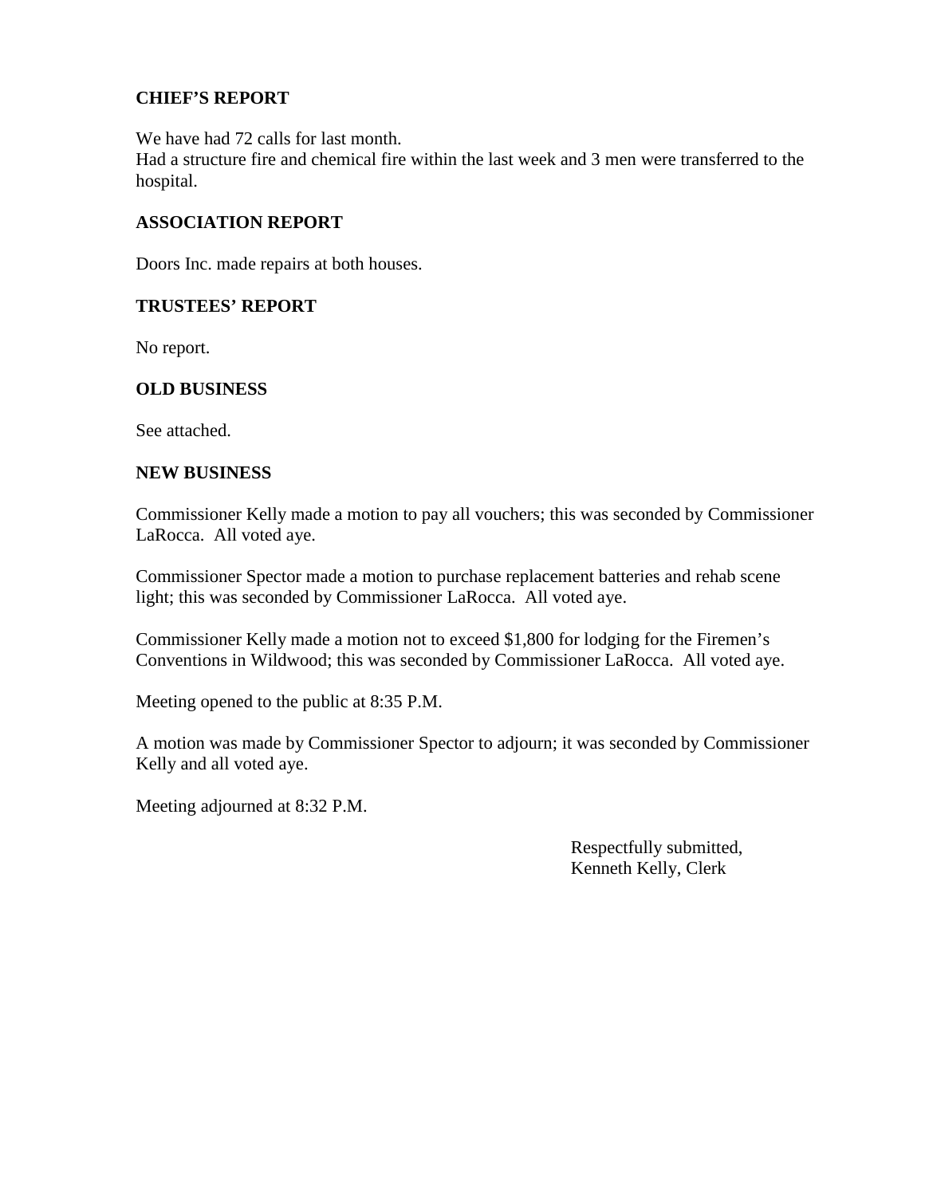**CHIEF'S REPORT**

We have had 72 calls for last month.
Had a structure fire and chemical fire within the last week and 3 men were transferred to the hospital.

**ASSOCIATION REPORT**

Doors Inc. made repairs at both houses.

**TRUSTEES' REPORT**

No report.

**OLD BUSINESS**

See attached.

**NEW BUSINESS**

Commissioner Kelly made a motion to pay all vouchers; this was seconded by Commissioner LaRocca. All voted aye.

Commissioner Spector made a motion to purchase replacement batteries and rehab scene light; this was seconded by Commissioner LaRocca. All voted aye.

Commissioner Kelly made a motion not to exceed $1,800 for lodging for the Firemen's Conventions in Wildwood; this was seconded by Commissioner LaRocca. All voted aye.

Meeting opened to the public at 8:35 P.M.

A motion was made by Commissioner Spector to adjourn; it was seconded by Commissioner Kelly and all voted aye.

Meeting adjourned at 8:32 P.M.

Respectfully submitted,
Kenneth Kelly, Clerk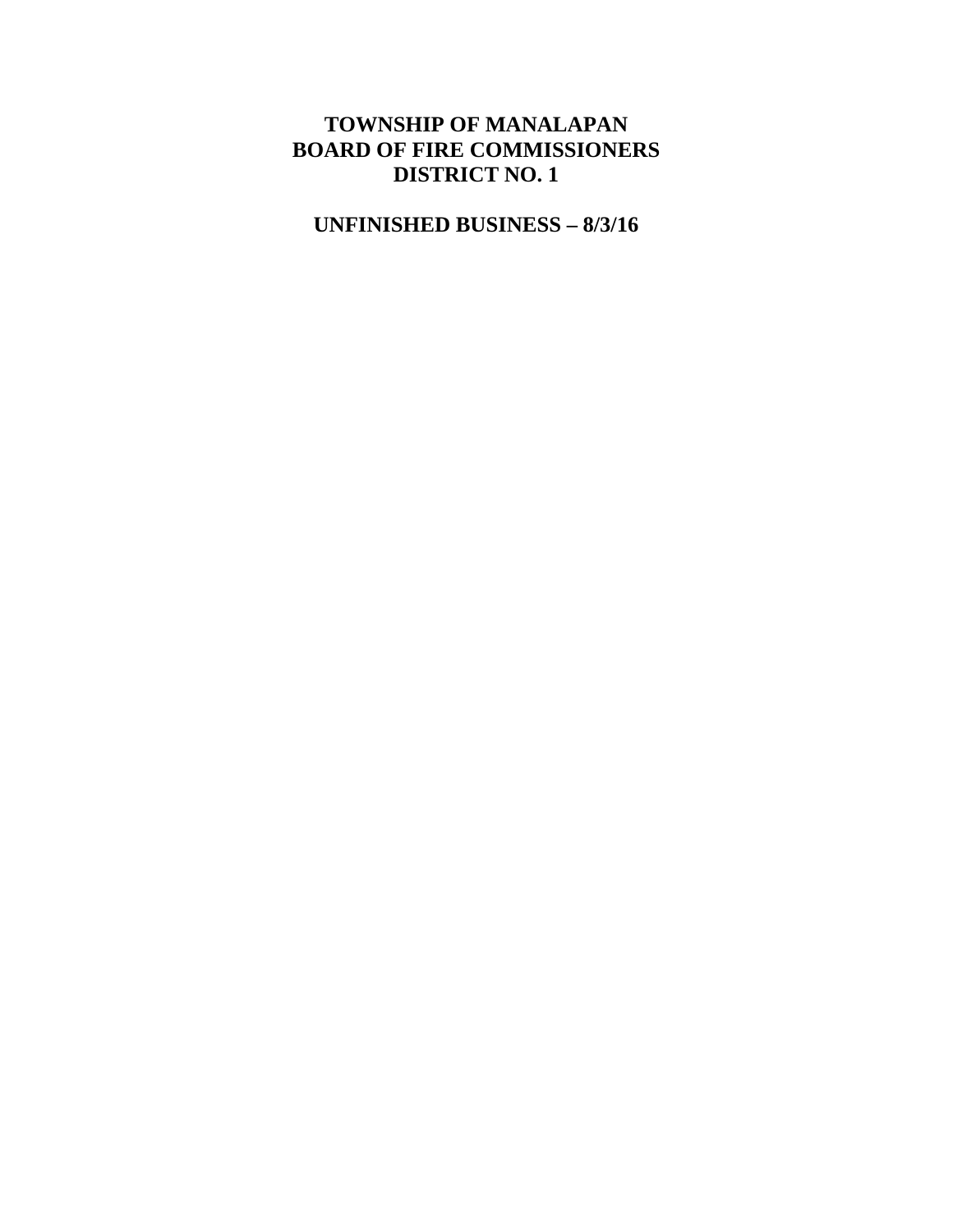# TOWNSHIP OF MANALAPAN
# BOARD OF FIRE COMMISSIONERS
# DISTRICT NO. 1

## UNFINISHED BUSINESS – 8/3/16